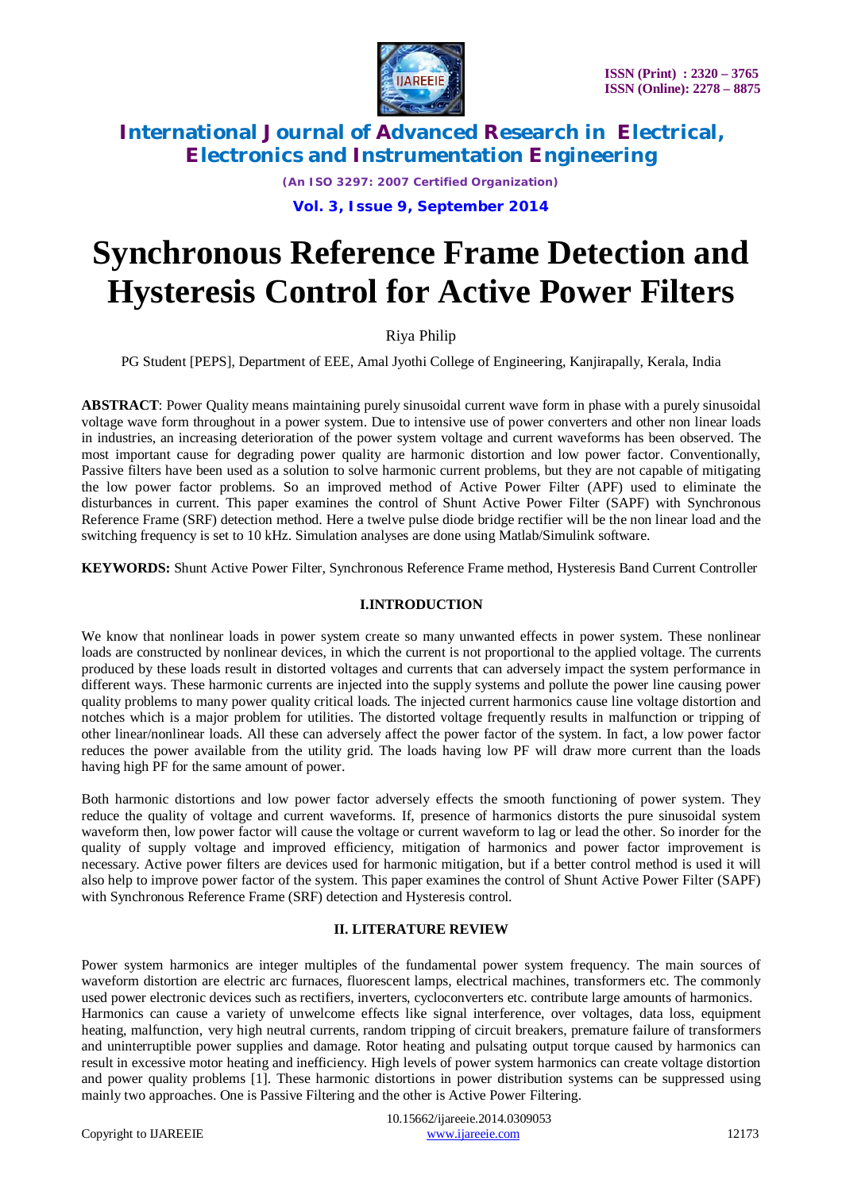# Synchronous Reference Frame Detection and Hysteresis Control for Active Power Filters

Riya Philip

PG Student [PEPS], Department of EEE, Amal Jyothi College of Engineering, Kanjirapally, Kerala, India

**ABSTRACT**: Power Quality means maintaining purely sinusoidal current wave form in phase with a purely sinusoidal voltage wave form throughout in a power system. Due to intensive use of power converters and other non linear loads in industries, an increasing deterioration of the power system voltage and current waveforms has been observed. The most important cause for degrading power quality are harmonic distortion and low power factor. Conventionally, Passive filters have been used as a solution to solve harmonic current problems, but they are not capable of mitigating the low power factor problems. So an improved method of Active Power Filter (APF) used to eliminate the disturbances in current. This paper examines the control of Shunt Active Power Filter (SAPF) with Synchronous Reference Frame (SRF) detection method. Here a twelve pulse diode bridge rectifier will be the non linear load and the switching frequency is set to 10 kHz. Simulation analyses are done using Matlab/Simulink software.

**KEYWORDS:** Shunt Active Power Filter, Synchronous Reference Frame method, Hysteresis Band Current Controller

## I.INTRODUCTION

We know that nonlinear loads in power system create so many unwanted effects in power system. These nonlinear loads are constructed by nonlinear devices, in which the current is not proportional to the applied voltage. The currents produced by these loads result in distorted voltages and currents that can adversely impact the system performance in different ways. These harmonic currents are injected into the supply systems and pollute the power line causing power quality problems to many power quality critical loads. The injected current harmonics cause line voltage distortion and notches which is a major problem for utilities. The distorted voltage frequently results in malfunction or tripping of other linear/nonlinear loads. All these can adversely affect the power factor of the system. In fact, a low power factor reduces the power available from the utility grid. The loads having low PF will draw more current than the loads having high PF for the same amount of power.

Both harmonic distortions and low power factor adversely effects the smooth functioning of power system. They reduce the quality of voltage and current waveforms. If, presence of harmonics distorts the pure sinusoidal system waveform then, low power factor will cause the voltage or current waveform to lag or lead the other. So inorder for the quality of supply voltage and improved efficiency, mitigation of harmonics and power factor improvement is necessary. Active power filters are devices used for harmonic mitigation, but if a better control method is used it will also help to improve power factor of the system. This paper examines the control of Shunt Active Power Filter (SAPF) with Synchronous Reference Frame (SRF) detection and Hysteresis control.

## II. LITERATURE REVIEW

Power system harmonics are integer multiples of the fundamental power system frequency. The main sources of waveform distortion are electric arc furnaces, fluorescent lamps, electrical machines, transformers etc. The commonly used power electronic devices such as rectifiers, inverters, cycloconverters etc. contribute large amounts of harmonics.
Harmonics can cause a variety of unwelcome effects like signal interference, over voltages, data loss, equipment heating, malfunction, very high neutral currents, random tripping of circuit breakers, premature failure of transformers and uninterruptible power supplies and damage. Rotor heating and pulsating output torque caused by harmonics can result in excessive motor heating and inefficiency. High levels of power system harmonics can create voltage distortion and power quality problems [1]. These harmonic distortions in power distribution systems can be suppressed using mainly two approaches. One is Passive Filtering and the other is Active Power Filtering.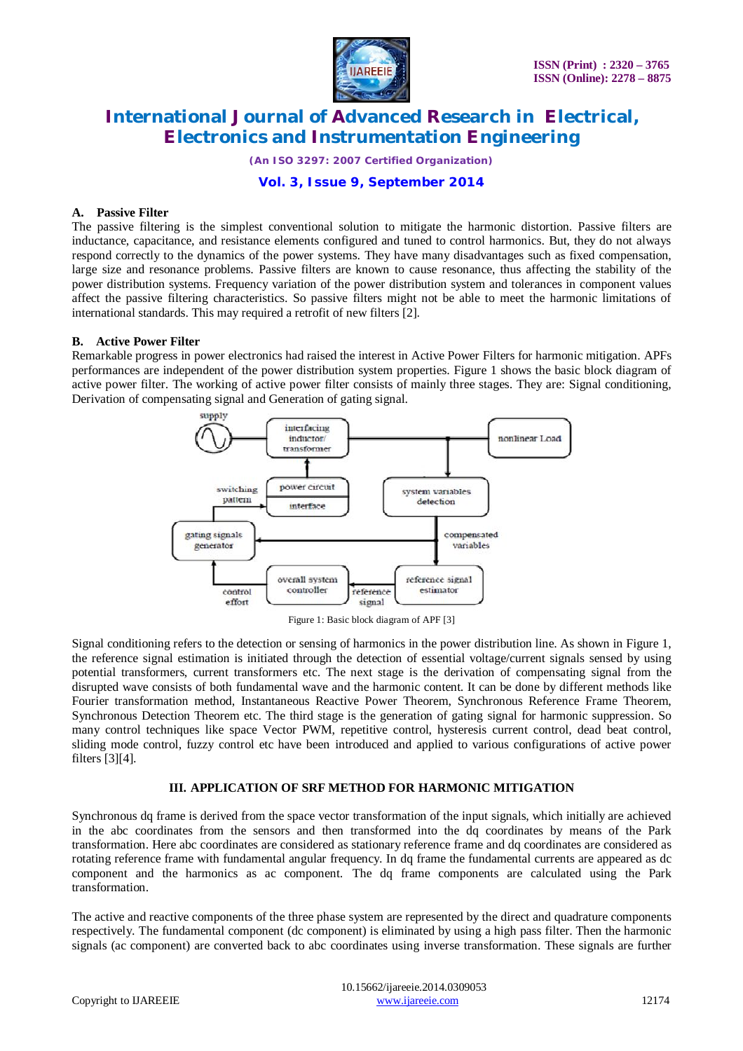### A. Passive Filter

The passive filtering is the simplest conventional solution to mitigate the harmonic distortion. Passive filters are inductance, capacitance, and resistance elements configured and tuned to control harmonics. But, they do not always respond correctly to the dynamics of the power systems. They have many disadvantages such as fixed compensation, large size and resonance problems. Passive filters are known to cause resonance, thus affecting the stability of the power distribution systems. Frequency variation of the power distribution system and tolerances in component values affect the passive filtering characteristics. So passive filters might not be able to meet the harmonic limitations of international standards. This may required a retrofit of new filters [2].

### B. Active Power Filter

Remarkable progress in power electronics had raised the interest in Active Power Filters for harmonic mitigation. APFs performances are independent of the power distribution system properties. Figure 1 shows the basic block diagram of active power filter. The working of active power filter consists of mainly three stages. They are: Signal conditioning, Derivation of compensating signal and Generation of gating signal.

Figure 1: Basic block diagram of APF [3]

Signal conditioning refers to the detection or sensing of harmonics in the power distribution line. As shown in Figure 1, the reference signal estimation is initiated through the detection of essential voltage/current signals sensed by using potential transformers, current transformers etc. The next stage is the derivation of compensating signal from the disrupted wave consists of both fundamental wave and the harmonic content. It can be done by different methods like Fourier transformation method, Instantaneous Reactive Power Theorem, Synchronous Reference Frame Theorem, Synchronous Detection Theorem etc. The third stage is the generation of gating signal for harmonic suppression. So many control techniques like space Vector PWM, repetitive control, hysteresis current control, dead beat control, sliding mode control, fuzzy control etc have been introduced and applied to various configurations of active power filters [3][4].

## III. APPLICATION OF SRF METHOD FOR HARMONIC MITIGATION

Synchronous dq frame is derived from the space vector transformation of the input signals, which initially are achieved in the abc coordinates from the sensors and then transformed into the dq coordinates by means of the Park transformation. Here abc coordinates are considered as stationary reference frame and dq coordinates are considered as rotating reference frame with fundamental angular frequency. In dq frame the fundamental currents are appeared as dc component and the harmonics as ac component. The dq frame components are calculated using the Park transformation.

The active and reactive components of the three phase system are represented by the direct and quadrature components respectively. The fundamental component (dc component) is eliminated by using a high pass filter. Then the harmonic signals (ac component) are converted back to abc coordinates using inverse transformation. These signals are further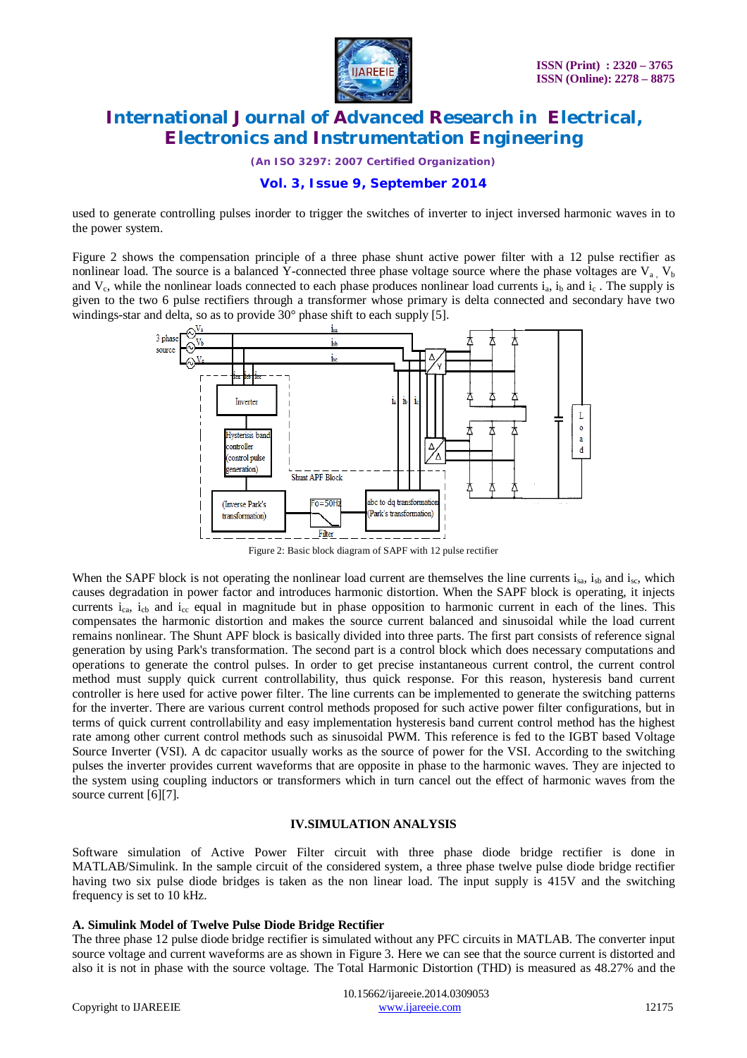used to generate controlling pulses inorder to trigger the switches of inverter to inject inversed harmonic waves in to the power system.

Figure 2 shows the compensation principle of a three phase shunt active power filter with a 12 pulse rectifier as nonlinear load. The source is a balanced Y-connected three phase voltage source where the phase voltages are $V_a$ , $V_b$ and $V_c$, while the nonlinear loads connected to each phase produces nonlinear load currents $i_a$, $i_b$ and $i_c$ . The supply is given to the two 6 pulse rectifiers through a transformer whose primary is delta connected and secondary have two windings-star and delta, so as to provide 30° phase shift to each supply [5].

Figure 2: Basic block diagram of SAPF with 12 pulse rectifier

When the SAPF block is not operating the nonlinear load current are themselves the line currents $i_{sa}$, $i_{sb}$ and $i_{sc}$, which causes degradation in power factor and introduces harmonic distortion. When the SAPF block is operating, it injects currents $i_{ca}$, $i_{cb}$ and $i_{cc}$ equal in magnitude but in phase opposition to harmonic current in each of the lines. This compensates the harmonic distortion and makes the source current balanced and sinusoidal while the load current remains nonlinear. The Shunt APF block is basically divided into three parts. The first part consists of reference signal generation by using Park's transformation. The second part is a control block which does necessary computations and operations to generate the control pulses. In order to get precise instantaneous current control, the current control method must supply quick current controllability, thus quick response. For this reason, hysteresis band current controller is here used for active power filter. The line currents can be implemented to generate the switching patterns for the inverter. There are various current control methods proposed for such active power filter configurations, but in terms of quick current controllability and easy implementation hysteresis band current control method has the highest rate among other current control methods such as sinusoidal PWM. This reference is fed to the IGBT based Voltage Source Inverter (VSI). A dc capacitor usually works as the source of power for the VSI. According to the switching pulses the inverter provides current waveforms that are opposite in phase to the harmonic waves. They are injected to the system using coupling inductors or transformers which in turn cancel out the effect of harmonic waves from the source current [6][7].

## IV.SIMULATION ANALYSIS

Software simulation of Active Power Filter circuit with three phase diode bridge rectifier is done in MATLAB/Simulink. In the sample circuit of the considered system, a three phase twelve pulse diode bridge rectifier having two six pulse diode bridges is taken as the non linear load. The input supply is 415V and the switching frequency is set to 10 kHz.

### A. Simulink Model of Twelve Pulse Diode Bridge Rectifier

The three phase 12 pulse diode bridge rectifier is simulated without any PFC circuits in MATLAB. The converter input source voltage and current waveforms are as shown in Figure 3. Here we can see that the source current is distorted and also it is not in phase with the source voltage. The Total Harmonic Distortion (THD) is measured as 48.27% and the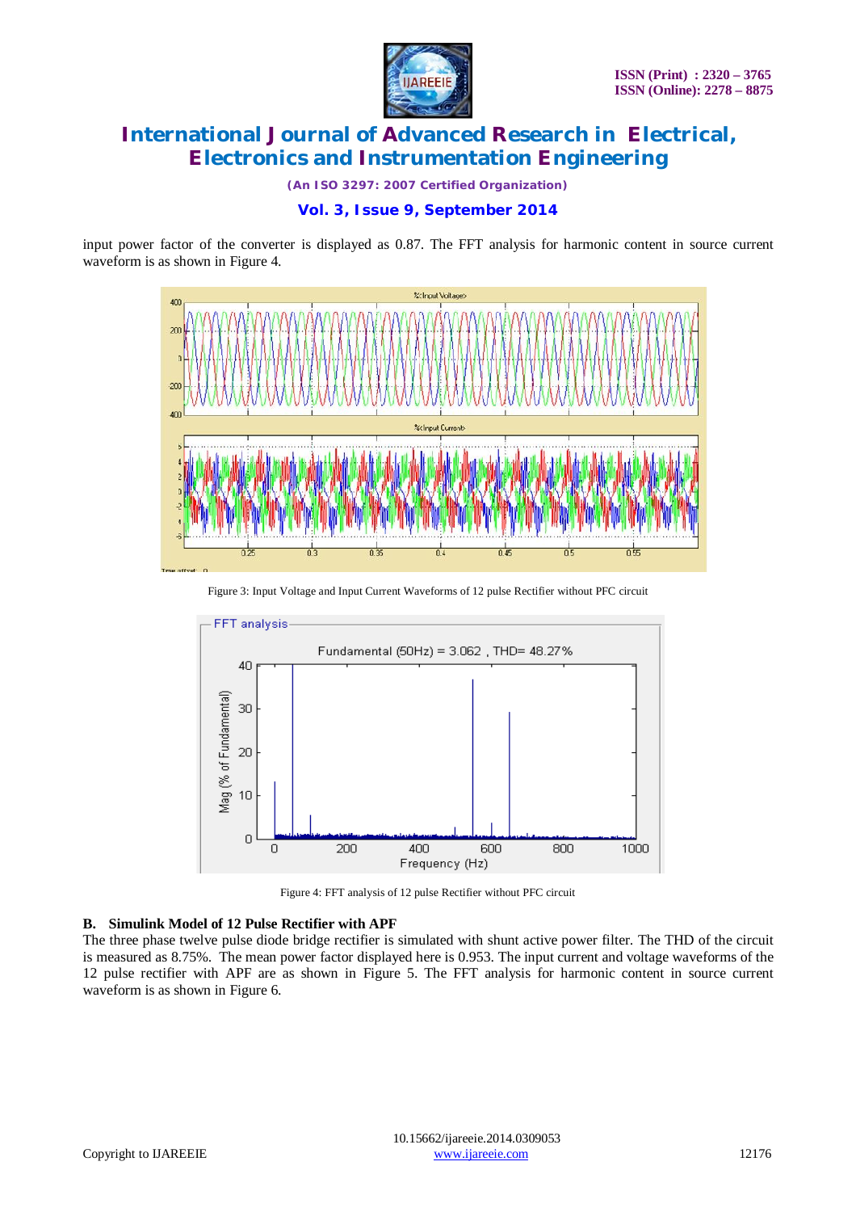input power factor of the converter is displayed as 0.87. The FFT analysis for harmonic content in source current waveform is as shown in Figure 4.

Figure 3: Input Voltage and Input Current Waveforms of 12 pulse Rectifier without PFC circuit

Figure 4: FFT analysis of 12 pulse Rectifier without PFC circuit

### B. Simulink Model of 12 Pulse Rectifier with APF

The three phase twelve pulse diode bridge rectifier is simulated with shunt active power filter. The THD of the circuit is measured as 8.75%. The mean power factor displayed here is 0.953. The input current and voltage waveforms of the 12 pulse rectifier with APF are as shown in Figure 5. The FFT analysis for harmonic content in source current waveform is as shown in Figure 6.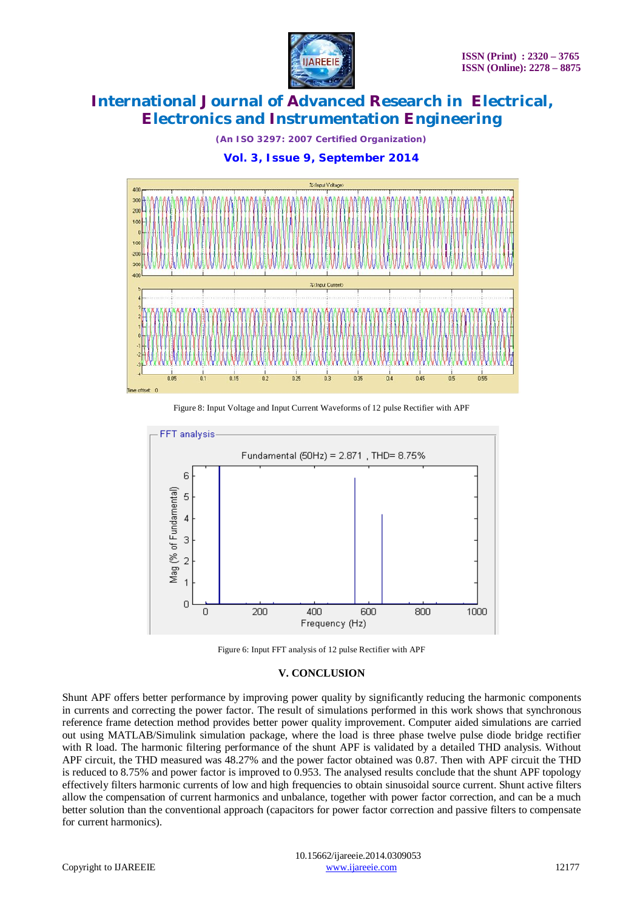Figure 8: Input Voltage and Input Current Waveforms of 12 pulse Rectifier with APF

Figure 6: Input FFT analysis of 12 pulse Rectifier with APF

## V. CONCLUSION

Shunt APF offers better performance by improving power quality by significantly reducing the harmonic components in currents and correcting the power factor. The result of simulations performed in this work shows that synchronous reference frame detection method provides better power quality improvement. Computer aided simulations are carried out using MATLAB/Simulink simulation package, where the load is three phase twelve pulse diode bridge rectifier with R load. The harmonic filtering performance of the shunt APF is validated by a detailed THD analysis. Without APF circuit, the THD measured was 48.27% and the power factor obtained was 0.87. Then with APF circuit the THD is reduced to 8.75% and power factor is improved to 0.953. The analysed results conclude that the shunt APF topology effectively filters harmonic currents of low and high frequencies to obtain sinusoidal source current. Shunt active filters allow the compensation of current harmonics and unbalance, together with power factor correction, and can be a much better solution than the conventional approach (capacitors for power factor correction and passive filters to compensate for current harmonics).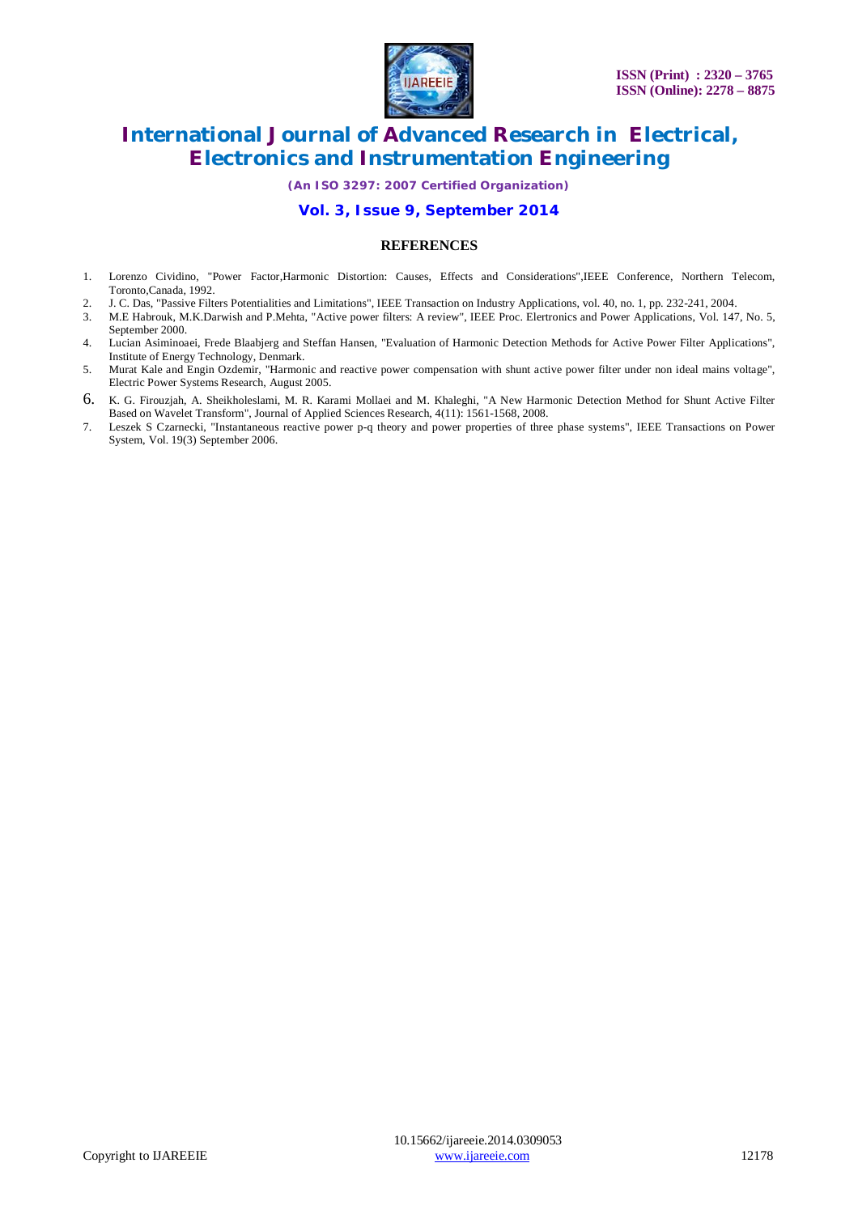## REFERENCES

1. Lorenzo Cividino, "Power Factor,Harmonic Distortion: Causes, Effects and Considerations",IEEE Conference, Northern Telecom, Toronto,Canada, 1992.
2. J. C. Das, "Passive Filters Potentialities and Limitations", IEEE Transaction on Industry Applications, vol. 40, no. 1, pp. 232-241, 2004.
3. M.E Habrouk, M.K.Darwish and P.Mehta, "Active power filters: A review", IEEE Proc. Elertronics and Power Applications, Vol. 147, No. 5, September 2000.
4. Lucian Asiminoaei, Frede Blaabjerg and Steffan Hansen, "Evaluation of Harmonic Detection Methods for Active Power Filter Applications", Institute of Energy Technology, Denmark.
5. Murat Kale and Engin Ozdemir, "Harmonic and reactive power compensation with shunt active power filter under non ideal mains voltage", Electric Power Systems Research, August 2005.
6. K. G. Firouzjah, A. Sheikholeslami, M. R. Karami Mollaei and M. Khaleghi, "A New Harmonic Detection Method for Shunt Active Filter Based on Wavelet Transform", Journal of Applied Sciences Research, 4(11): 1561-1568, 2008.
7. Leszek S Czarnecki, "Instantaneous reactive power p-q theory and power properties of three phase systems", IEEE Transactions on Power System, Vol. 19(3) September 2006.